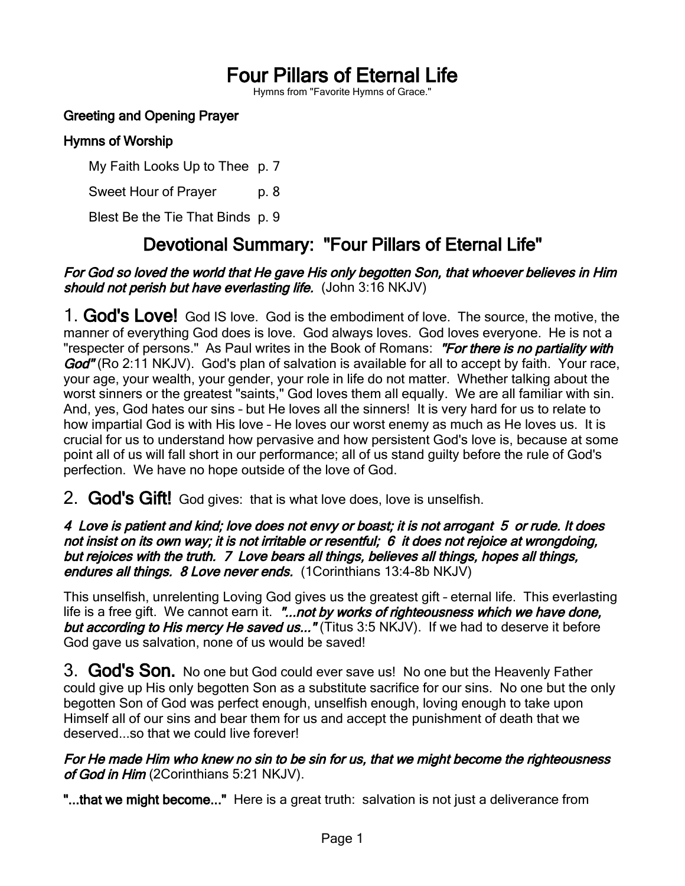# Four Pillars of Eternal Life

Hymns from "Favorite Hymns of Grace."

**Greeting and Opening Prayer**

**Hymns of Worship**

My Faith Looks Up to Thee p. 7

Sweet Hour of Prayer p. 8

Blest Be the Tie That Binds p. 9

## Devotional Summary: "Four Pillars of Eternal Life"

***For God so loved the world that He gave His only begotten Son, that whoever believes in Him should not perish but have everlasting life.*** (John 3:16 NKJV)

1. **God's Love!** God IS love. God is the embodiment of love. The source, the motive, the manner of everything God does is love. God always loves. God loves everyone. He is not a "respecter of persons." As Paul writes in the Book of Romans: ***"For there is no partiality with God"*** (Ro 2:11 NKJV). God's plan of salvation is available for all to accept by faith. Your race, your age, your wealth, your gender, your role in life do not matter. Whether talking about the worst sinners or the greatest "saints," God loves them all equally. We are all familiar with sin. And, yes, God hates our sins – but He loves all the sinners! It is very hard for us to relate to how impartial God is with His love – He loves our worst enemy as much as He loves us. It is crucial for us to understand how pervasive and how persistent God's love is, because at some point all of us will fall short in our performance; all of us stand guilty before the rule of God's perfection. We have no hope outside of the love of God.

2. **God's Gift!** God gives: that is what love does, love is unselfish.

***4 Love is patient and kind; love does not envy or boast; it is not arrogant 5 or rude. It does not insist on its own way; it is not irritable or resentful; 6 it does not rejoice at wrongdoing, but rejoices with the truth. 7 Love bears all things, believes all things, hopes all things, endures all things. 8 Love never ends.*** (1Corinthians 13:4-8b NKJV)

This unselfish, unrelenting Loving God gives us the greatest gift – eternal life. This everlasting life is a free gift. We cannot earn it. ***"...not by works of righteousness which we have done, but according to His mercy He saved us..."*** (Titus 3:5 NKJV). If we had to deserve it before God gave us salvation, none of us would be saved!

3. **God's Son.** No one but God could ever save us! No one but the Heavenly Father could give up His only begotten Son as a substitute sacrifice for our sins. No one but the only begotten Son of God was perfect enough, unselfish enough, loving enough to take upon Himself all of our sins and bear them for us and accept the punishment of death that we deserved...so that we could live forever!

***For He made Him who knew no sin to be sin for us, that we might become the righteousness of God in Him*** (2Corinthians 5:21 NKJV).

**"...that we might become..."** Here is a great truth: salvation is not just a deliverance from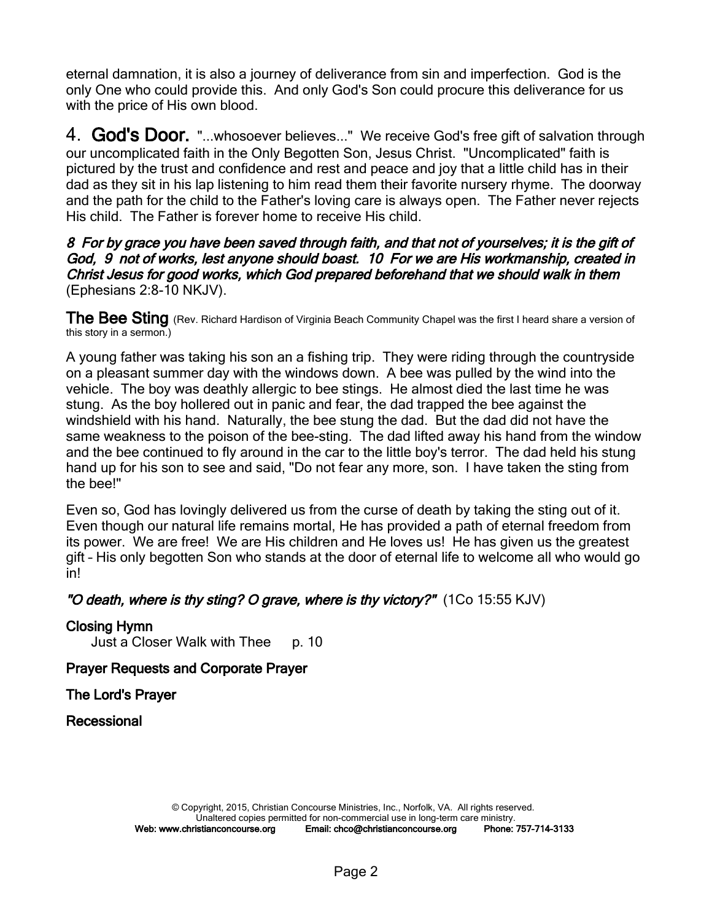eternal damnation, it is also a journey of deliverance from sin and imperfection. God is the only One who could provide this. And only God's Son could procure this deliverance for us with the price of His own blood.

4. **God's Door.** "...whosoever believes..." We receive God's free gift of salvation through our uncomplicated faith in the Only Begotten Son, Jesus Christ. "Uncomplicated" faith is pictured by the trust and confidence and rest and peace and joy that a little child has in their dad as they sit in his lap listening to him read them their favorite nursery rhyme. The doorway and the path for the child to the Father's loving care is always open. The Father never rejects His child. The Father is forever home to receive His child.

***8 For by grace you have been saved through faith, and that not of yourselves; it is the gift of God, 9 not of works, lest anyone should boast. 10 For we are His workmanship, created in Christ Jesus for good works, which God prepared beforehand that we should walk in them*** (Ephesians 2:8-10 NKJV).

**The Bee Sting** (Rev. Richard Hardison of Virginia Beach Community Chapel was the first I heard share a version of this story in a sermon.)

A young father was taking his son an a fishing trip. They were riding through the countryside on a pleasant summer day with the windows down. A bee was pulled by the wind into the vehicle. The boy was deathly allergic to bee stings. He almost died the last time he was stung. As the boy hollered out in panic and fear, the dad trapped the bee against the windshield with his hand. Naturally, the bee stung the dad. But the dad did not have the same weakness to the poison of the bee-sting. The dad lifted away his hand from the window and the bee continued to fly around in the car to the little boy's terror. The dad held his stung hand up for his son to see and said, "Do not fear any more, son. I have taken the sting from the bee!"

Even so, God has lovingly delivered us from the curse of death by taking the sting out of it. Even though our natural life remains mortal, He has provided a path of eternal freedom from its power. We are free! We are His children and He loves us! He has given us the greatest gift – His only begotten Son who stands at the door of eternal life to welcome all who would go in!

***"O death, where is thy sting? O grave, where is thy victory?"*** (1Co 15:55 KJV)

**Closing Hymn**

Just a Closer Walk with Thee p. 10

**Prayer Requests and Corporate Prayer**

**The Lord's Prayer**

**Recessional**

© Copyright, 2015, Christian Concourse Ministries, Inc., Norfolk, VA. All rights reserved.
Unaltered copies permitted for non-commercial use in long-term care ministry.
**Web: www.christianconcourse.org Email: chco@christianconcourse.org Phone: 757-714-3133**